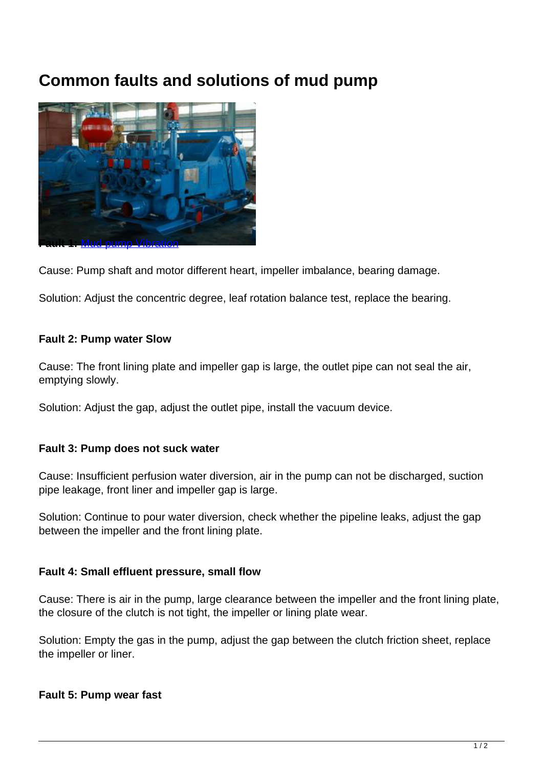# Common faults and solutions of mud pump

**Fault 1:** Mud pump Vibration

Cause: Pump shaft and motor different heart, impeller imbalance, bearing damage.

Solution: Adjust the concentric degree, leaf rotation balance test, replace the bearing.

**Fault 2: Pump water Slow**

Cause: The front lining plate and impeller gap is large, the outlet pipe can not seal the air, emptying slowly.

Solution: Adjust the gap, adjust the outlet pipe, install the vacuum device.

**Fault 3: Pump does not suck water**

Cause: Insufficient perfusion water diversion, air in the pump can not be discharged, suction pipe leakage, front liner and impeller gap is large.

Solution: Continue to pour water diversion, check whether the pipeline leaks, adjust the gap between the impeller and the front lining plate.

**Fault 4: Small effluent pressure, small flow**

Cause: There is air in the pump, large clearance between the impeller and the front lining plate, the closure of the clutch is not tight, the impeller or lining plate wear.

Solution: Empty the gas in the pump, adjust the gap between the clutch friction sheet, replace the impeller or liner.

**Fault 5: Pump wear fast**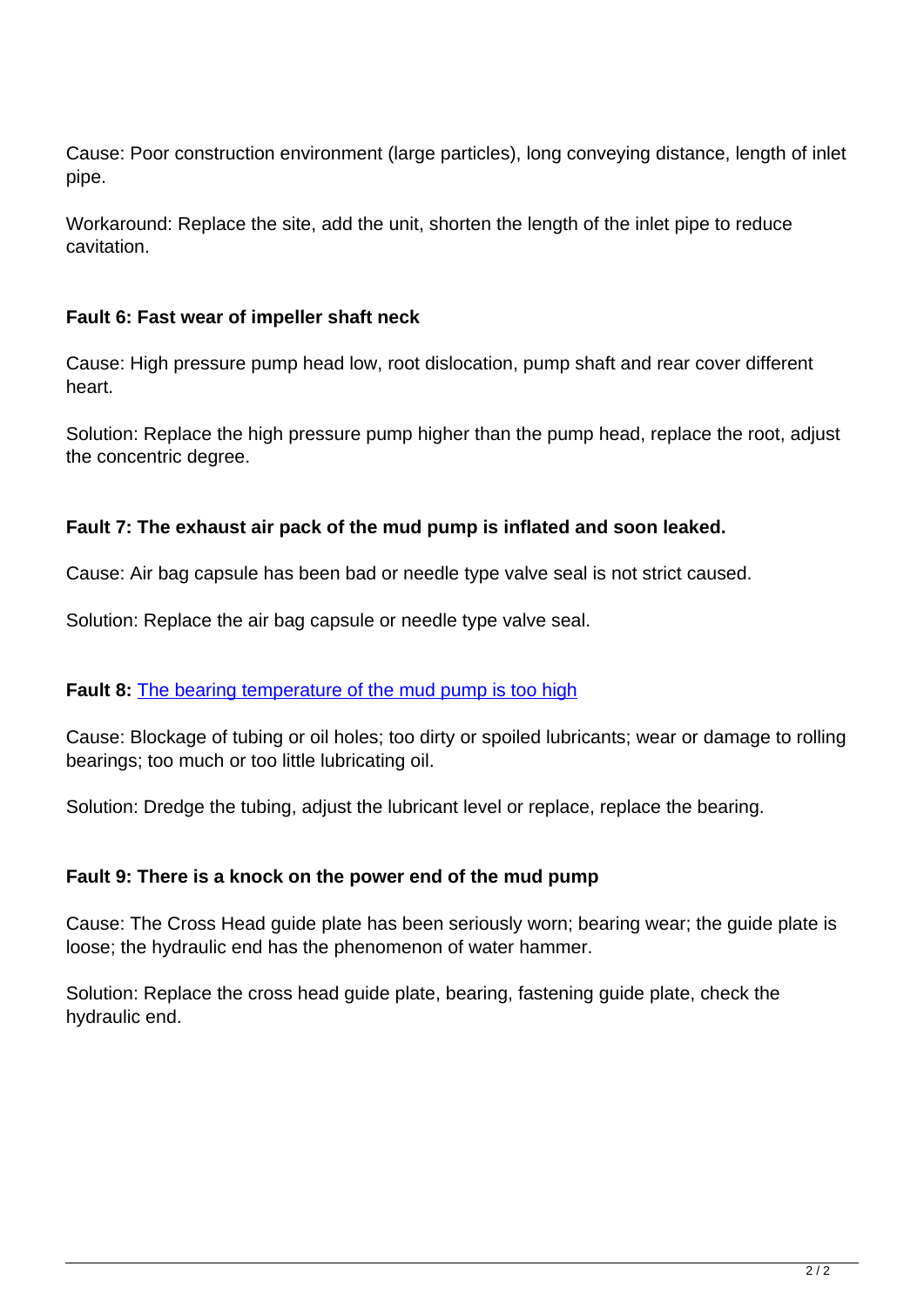Cause: Poor construction environment (large particles), long conveying distance, length of inlet pipe.

Workaround: Replace the site, add the unit, shorten the length of the inlet pipe to reduce cavitation.

**Fault 6: Fast wear of impeller shaft neck**

Cause: High pressure pump head low, root dislocation, pump shaft and rear cover different heart.

Solution: Replace the high pressure pump higher than the pump head, replace the root, adjust the concentric degree.

**Fault 7: The exhaust air pack of the mud pump is inflated and soon leaked.**

Cause: Air bag capsule has been bad or needle type valve seal is not strict caused.

Solution: Replace the air bag capsule or needle type valve seal.

**Fault 8:** The bearing temperature of the mud pump is too high

Cause: Blockage of tubing or oil holes; too dirty or spoiled lubricants; wear or damage to rolling bearings; too much or too little lubricating oil.

Solution: Dredge the tubing, adjust the lubricant level or replace, replace the bearing.

**Fault 9: There is a knock on the power end of the mud pump**

Cause: The Cross Head guide plate has been seriously worn; bearing wear; the guide plate is loose; the hydraulic end has the phenomenon of water hammer.

Solution: Replace the cross head guide plate, bearing, fastening guide plate, check the hydraulic end.